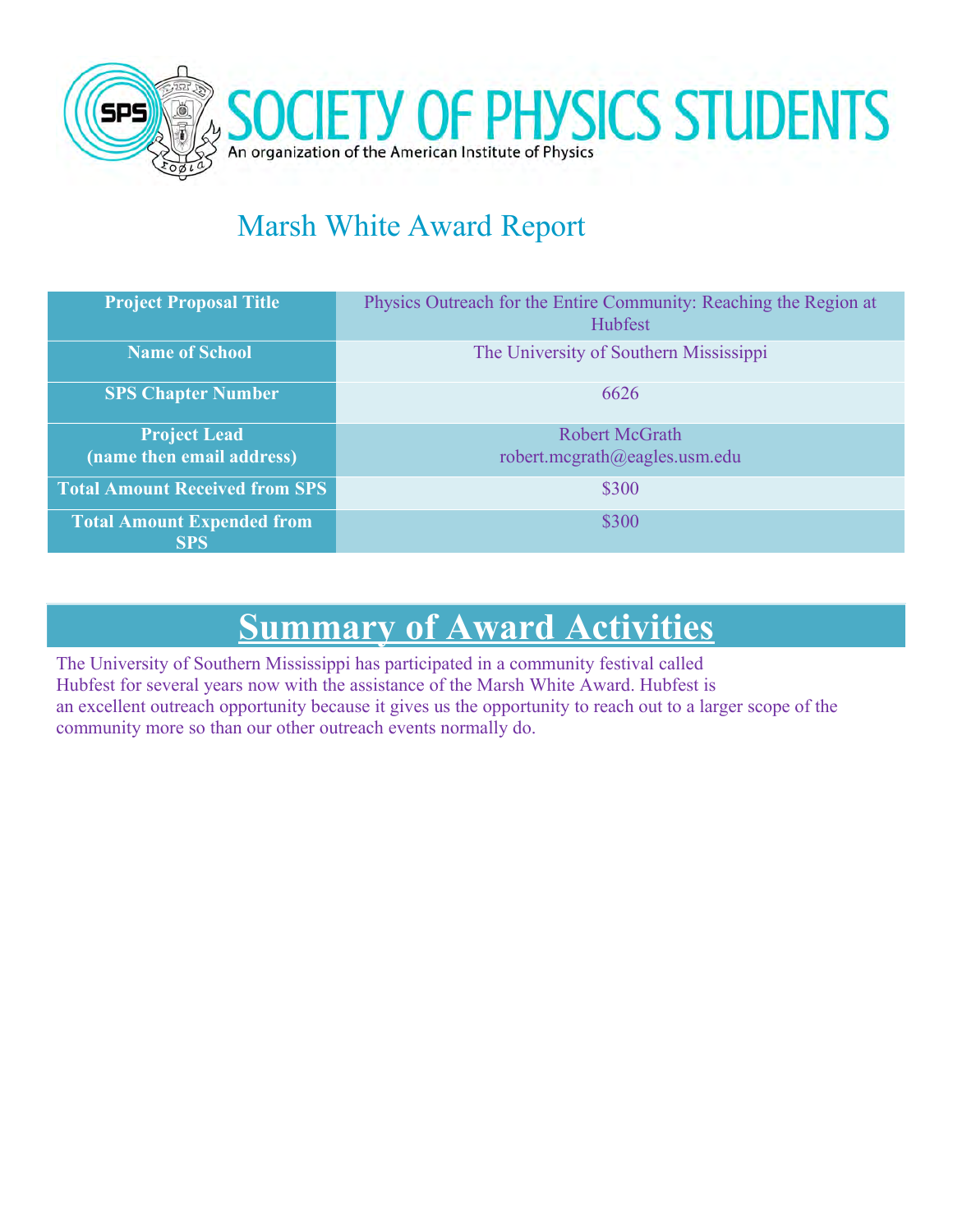# SOCIETY OF PHYSICS STUDENTS

An organization of the American Institute of Physics

## Marsh White Award Report

| Project Proposal Title | Physics Outreach for the Entire Community: Reaching the Region at Hubfest |
|---|---|
| Name of School | The University of Southern Mississippi |
| SPS Chapter Number | 6626 |
| Project Lead (name then email address) | Robert McGrath robert.mcgrath@eagles.usm.edu |
| Total Amount Received from SPS | $300 |
| Total Amount Expended from SPS | $300 |

## Summary of Award Activities

The University of Southern Mississippi has participated in a community festival called Hubfest for several years now with the assistance of the Marsh White Award. Hubfest is an excellent outreach opportunity because it gives us the opportunity to reach out to a larger scope of the community more so than our other outreach events normally do.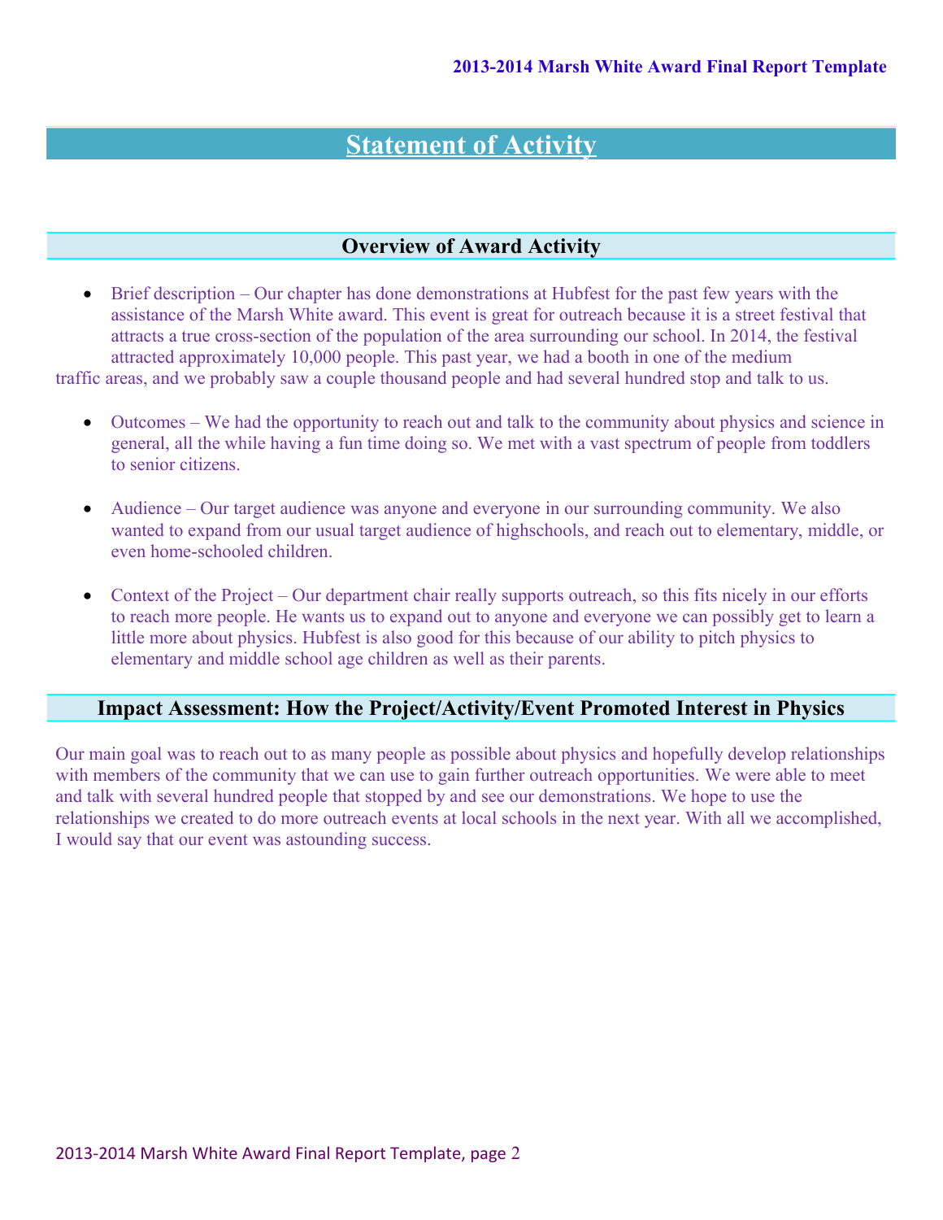# Statement of Activity

## Overview of Award Activity

- Brief description – Our chapter has done demonstrations at Hubfest for the past few years with the assistance of the Marsh White award. This event is great for outreach because it is a street festival that attracts a true cross-section of the population of the area surrounding our school. In 2014, the festival attracted approximately 10,000 people. This past year, we had a booth in one of the medium traffic areas, and we probably saw a couple thousand people and had several hundred stop and talk to us.

- Outcomes – We had the opportunity to reach out and talk to the community about physics and science in general, all the while having a fun time doing so. We met with a vast spectrum of people from toddlers to senior citizens.

- Audience – Our target audience was anyone and everyone in our surrounding community. We also wanted to expand from our usual target audience of highschools, and reach out to elementary, middle, or even home-schooled children.

- Context of the Project – Our department chair really supports outreach, so this fits nicely in our efforts to reach more people. He wants us to expand out to anyone and everyone we can possibly get to learn a little more about physics. Hubfest is also good for this because of our ability to pitch physics to elementary and middle school age children as well as their parents.

## Impact Assessment: How the Project/Activity/Event Promoted Interest in Physics

Our main goal was to reach out to as many people as possible about physics and hopefully develop relationships with members of the community that we can use to gain further outreach opportunities. We were able to meet and talk with several hundred people that stopped by and see our demonstrations. We hope to use the relationships we created to do more outreach events at local schools in the next year. With all we accomplished, I would say that our event was astounding success.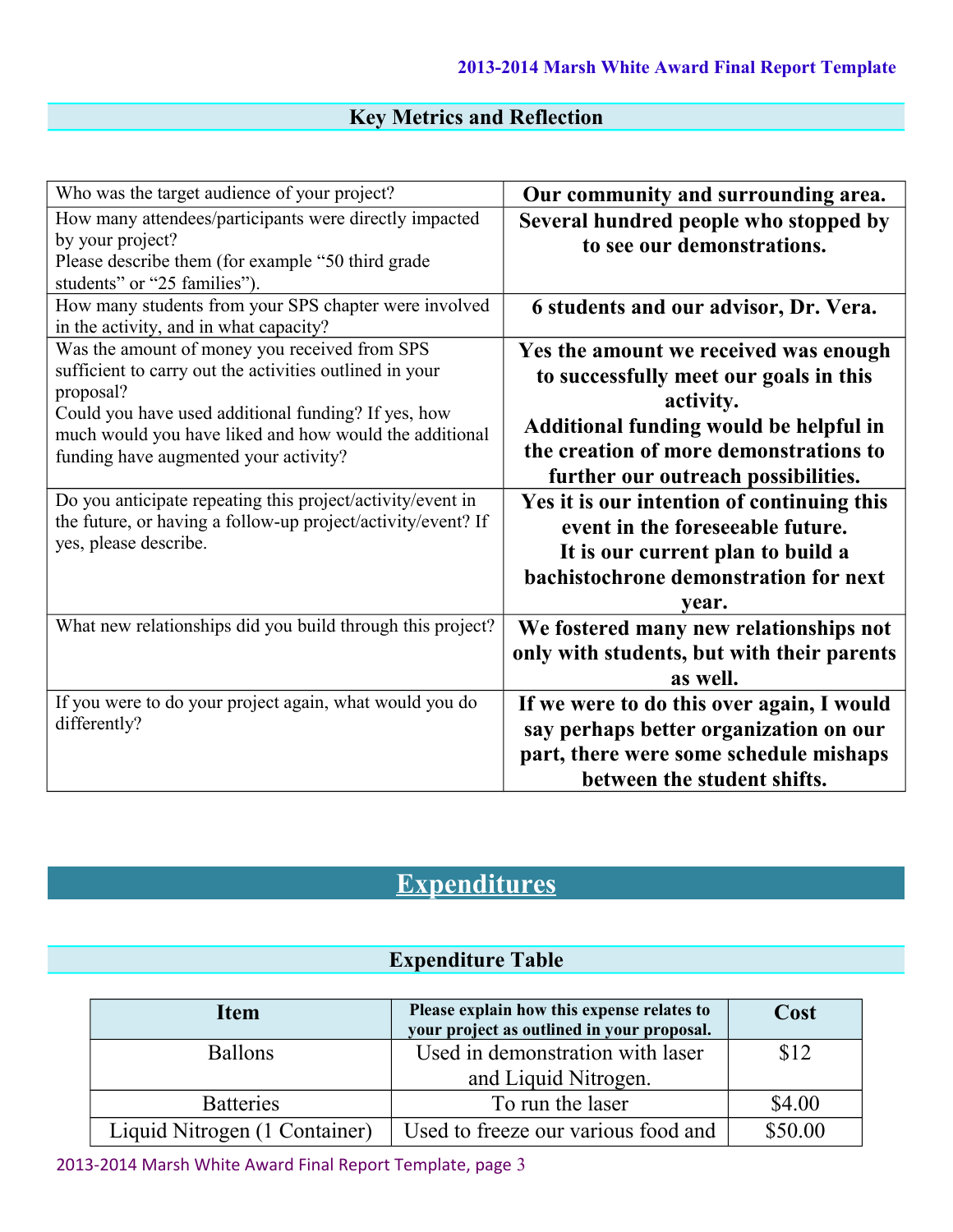## Key Metrics and Reflection

| | |
|---|---|
| Who was the target audience of your project? | **Our community and surrounding area.** |
| How many attendees/participants were directly impacted by your project? Please describe them (for example "50 third grade students" or "25 families"). | **Several hundred people who stopped by to see our demonstrations.** |
| How many students from your SPS chapter were involved in the activity, and in what capacity? | **6 students and our advisor, Dr. Vera.** |
| Was the amount of money you received from SPS sufficient to carry out the activities outlined in your proposal? Could you have used additional funding? If yes, how much would you have liked and how would the additional funding have augmented your activity? | **Yes the amount we received was enough to successfully meet our goals in this activity. Additional funding would be helpful in the creation of more demonstrations to further our outreach possibilities.** |
| Do you anticipate repeating this project/activity/event in the future, or having a follow-up project/activity/event? If yes, please describe. | **Yes it is our intention of continuing this event in the foreseeable future. It is our current plan to build a bachistochrone demonstration for next year.** |
| What new relationships did you build through this project? | **We fostered many new relationships not only with students, but with their parents as well.** |
| If you were to do your project again, what would you do differently? | **If we were to do this over again, I would say perhaps better organization on our part, there were some schedule mishaps between the student shifts.** |

# Expenditures

## Expenditure Table

| Item | Please explain how this expense relates to your project as outlined in your proposal. | Cost |
|---|---|---|
| Ballons | Used in demonstration with laser and Liquid Nitrogen. | $12 |
| Batteries | To run the laser | $4.00 |
| Liquid Nitrogen (1 Container) | Used to freeze our various food and | $50.00 |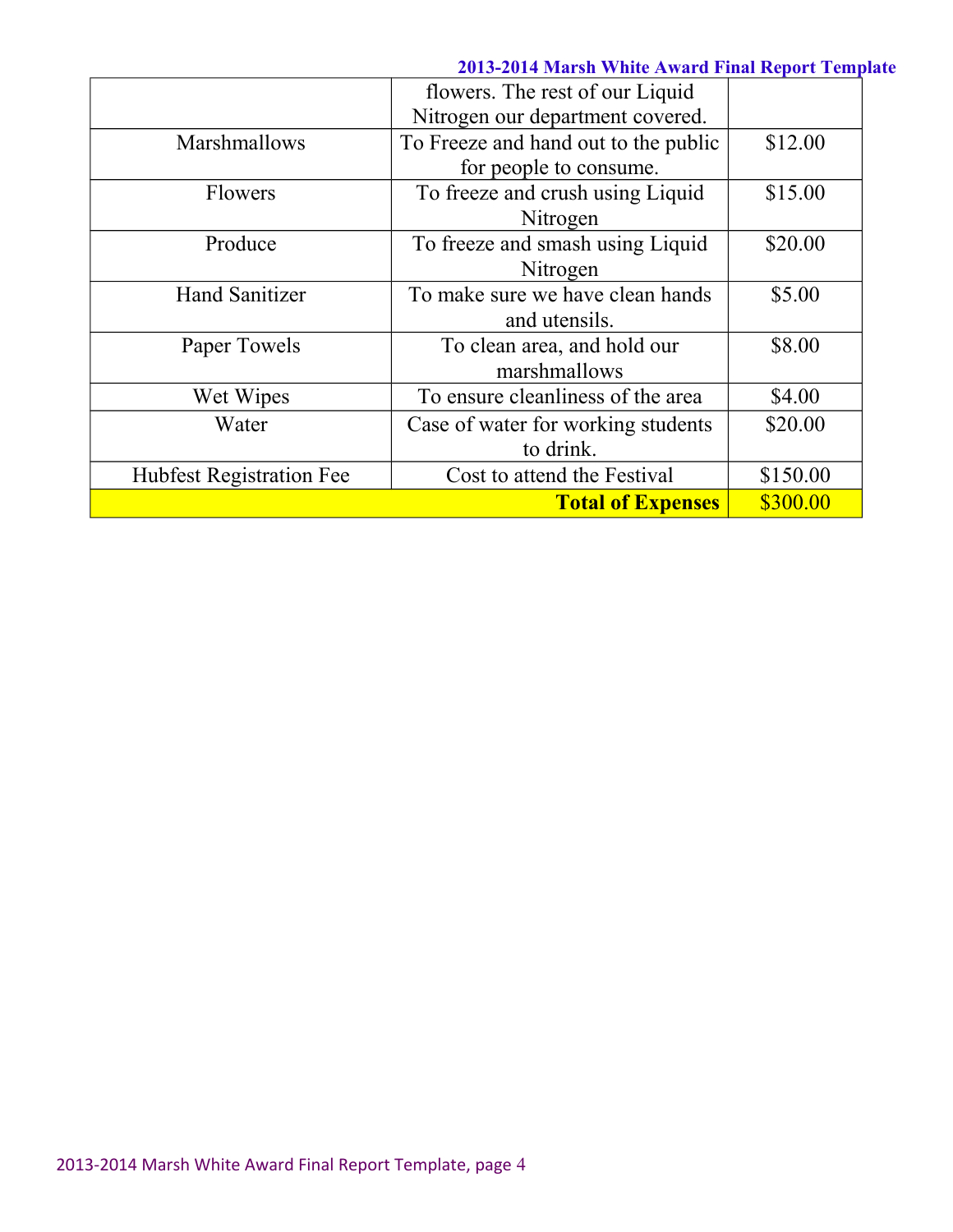| | | |
|---|---|---|
| | flowers. The rest of our Liquid Nitrogen our department covered. | |
| Marshmallows | To Freeze and hand out to the public for people to consume. | $12.00 |
| Flowers | To freeze and crush using Liquid Nitrogen | $15.00 |
| Produce | To freeze and smash using Liquid Nitrogen | $20.00 |
| Hand Sanitizer | To make sure we have clean hands and utensils. | $5.00 |
| Paper Towels | To clean area, and hold our marshmallows | $8.00 |
| Wet Wipes | To ensure cleanliness of the area | $4.00 |
| Water | Case of water for working students to drink. | $20.00 |
| Hubfest Registration Fee | Cost to attend the Festival | $150.00 |
| | **Total of Expenses** | $300.00 |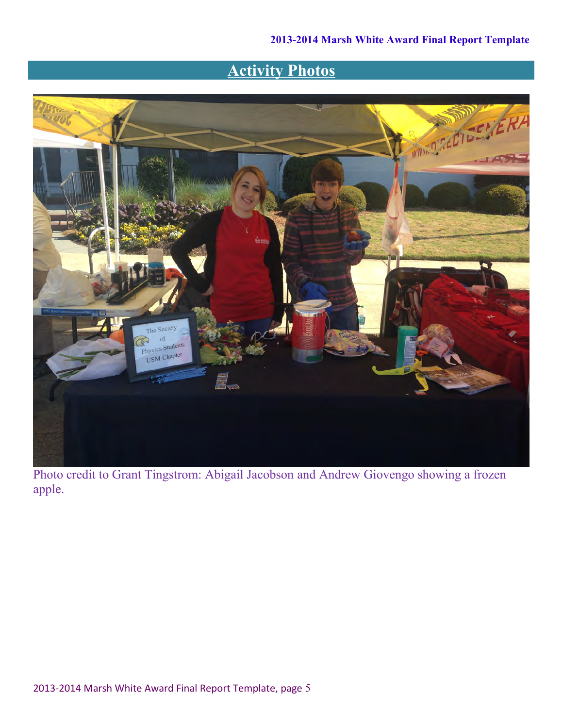## Activity Photos

Photo credit to Grant Tingstrom: Abigail Jacobson and Andrew Giovengo showing a frozen apple.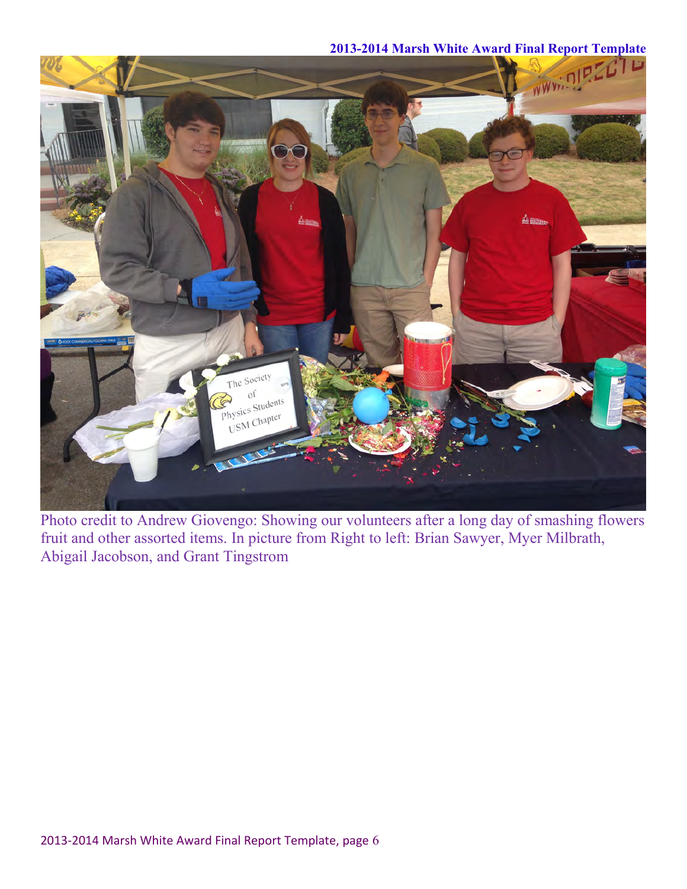Photo credit to Andrew Giovengo: Showing our volunteers after a long day of smashing flowers fruit and other assorted items. In picture from Right to left: Brian Sawyer, Myer Milbrath, Abigail Jacobson, and Grant Tingstrom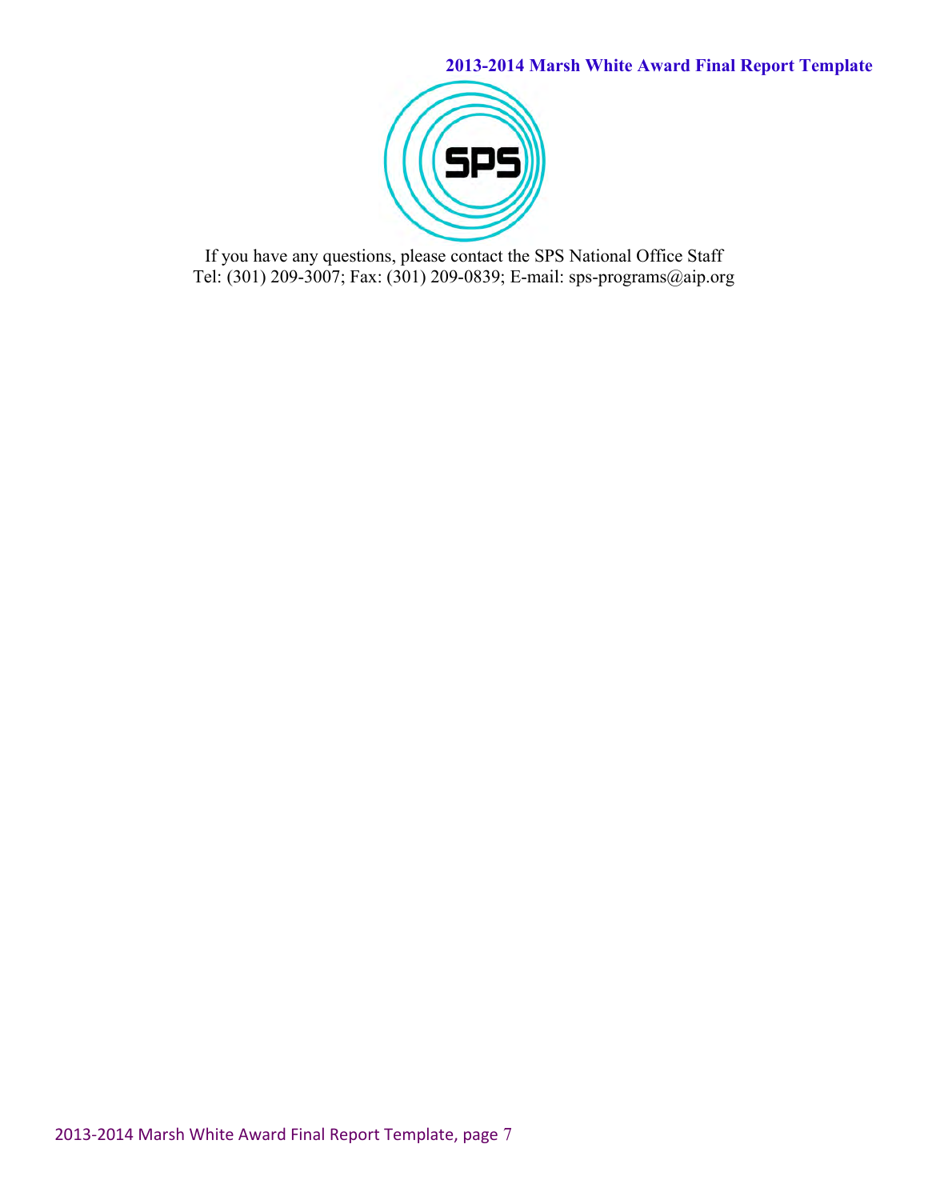If you have any questions, please contact the SPS National Office Staff
Tel: (301) 209-3007; Fax: (301) 209-0839; E-mail: sps-programs@aip.org